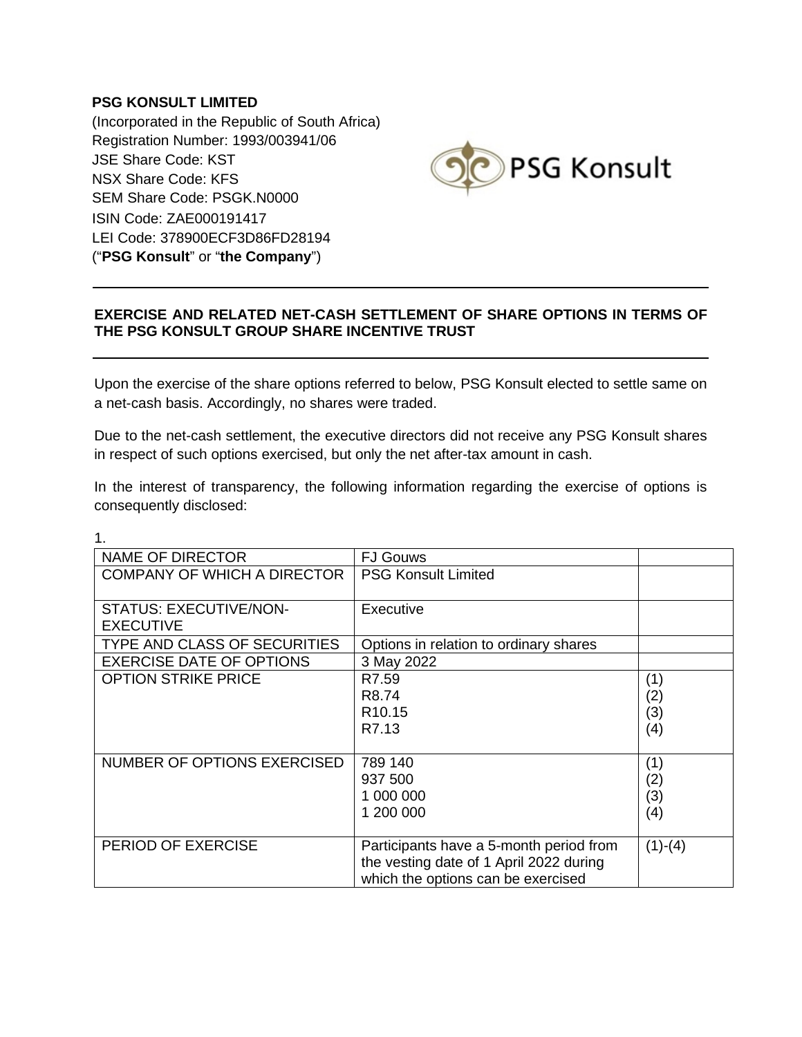**PSG KONSULT LIMITED**
(Incorporated in the Republic of South Africa)
Registration Number: 1993/003941/06
JSE Share Code: KST
NSX Share Code: KFS
SEM Share Code: PSGK.N0000
ISIN Code: ZAE000191417
LEI Code: 378900ECF3D86FD28194
("**PSG Konsult**" or "**the Company**")

---

**EXERCISE AND RELATED NET-CASH SETTLEMENT OF SHARE OPTIONS IN TERMS OF THE PSG KONSULT GROUP SHARE INCENTIVE TRUST**

---

Upon the exercise of the share options referred to below, PSG Konsult elected to settle same on a net-cash basis. Accordingly, no shares were traded.

Due to the net-cash settlement, the executive directors did not receive any PSG Konsult shares in respect of such options exercised, but only the net after-tax amount in cash.

In the interest of transparency, the following information regarding the exercise of options is consequently disclosed:

1.

| NAME OF DIRECTOR | FJ Gouws | |
|---|---|---|
| COMPANY OF WHICH A DIRECTOR | PSG Konsult Limited | |
| STATUS: EXECUTIVE/NON-EXECUTIVE | Executive | |
| TYPE AND CLASS OF SECURITIES | Options in relation to ordinary shares | |
| EXERCISE DATE OF OPTIONS | 3 May 2022 | |
| OPTION STRIKE PRICE | R7.59<br>R8.74<br>R10.15<br>R7.13 | (1)<br>(2)<br>(3)<br>(4) |
| NUMBER OF OPTIONS EXERCISED | 789 140<br>937 500<br>1 000 000<br>1 200 000 | (1)<br>(2)<br>(3)<br>(4) |
| PERIOD OF EXERCISE | Participants have a 5-month period from the vesting date of 1 April 2022 during which the options can be exercised | (1)-(4) |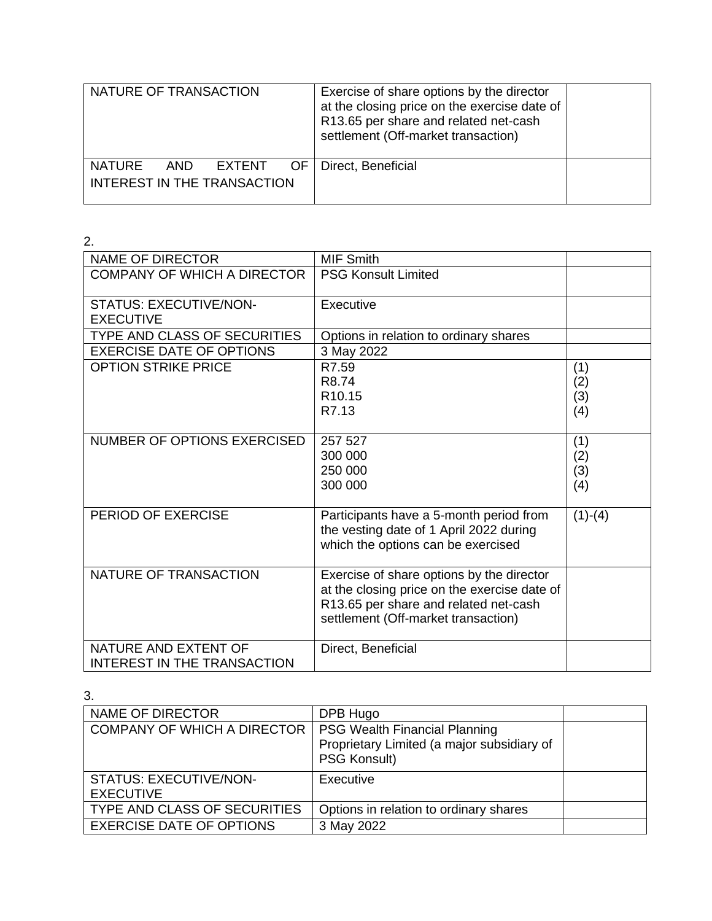| | | |
|---|---|---|
| NATURE OF TRANSACTION | Exercise of share options by the director at the closing price on the exercise date of R13.65 per share and related net-cash settlement (Off-market transaction) | |
| NATURE AND EXTENT OF INTEREST IN THE TRANSACTION | Direct, Beneficial | |

2.

| | | |
|---|---|---|
| NAME OF DIRECTOR | MIF Smith | |
| COMPANY OF WHICH A DIRECTOR | PSG Konsult Limited | |
| STATUS: EXECUTIVE/NON-EXECUTIVE | Executive | |
| TYPE AND CLASS OF SECURITIES | Options in relation to ordinary shares | |
| EXERCISE DATE OF OPTIONS | 3 May 2022 | |
| OPTION STRIKE PRICE | R7.59<br>R8.74<br>R10.15<br>R7.13 | (1)<br>(2)<br>(3)<br>(4) |
| NUMBER OF OPTIONS EXERCISED | 257 527<br>300 000<br>250 000<br>300 000 | (1)<br>(2)<br>(3)<br>(4) |
| PERIOD OF EXERCISE | Participants have a 5-month period from the vesting date of 1 April 2022 during which the options can be exercised | (1)-(4) |
| NATURE OF TRANSACTION | Exercise of share options by the director at the closing price on the exercise date of R13.65 per share and related net-cash settlement (Off-market transaction) | |
| NATURE AND EXTENT OF INTEREST IN THE TRANSACTION | Direct, Beneficial | |

3.

| | | |
|---|---|---|
| NAME OF DIRECTOR | DPB Hugo | |
| COMPANY OF WHICH A DIRECTOR | PSG Wealth Financial Planning Proprietary Limited (a major subsidiary of PSG Konsult) | |
| STATUS: EXECUTIVE/NON-EXECUTIVE | Executive | |
| TYPE AND CLASS OF SECURITIES | Options in relation to ordinary shares | |
| EXERCISE DATE OF OPTIONS | 3 May 2022 | |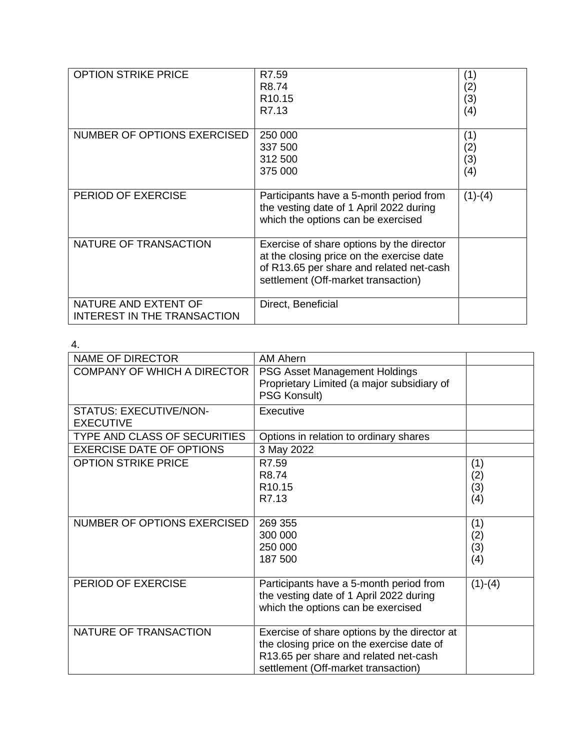| | | |
|---|---|---|
| OPTION STRIKE PRICE | R7.59<br>R8.74<br>R10.15<br>R7.13 | (1)<br>(2)<br>(3)<br>(4) |
| NUMBER OF OPTIONS EXERCISED | 250 000<br>337 500<br>312 500<br>375 000 | (1)<br>(2)<br>(3)<br>(4) |
| PERIOD OF EXERCISE | Participants have a 5-month period from the vesting date of 1 April 2022 during which the options can be exercised | (1)-(4) |
| NATURE OF TRANSACTION | Exercise of share options by the director at the closing price on the exercise date of R13.65 per share and related net-cash settlement (Off-market transaction) | |
| NATURE AND EXTENT OF INTEREST IN THE TRANSACTION | Direct, Beneficial | |

4.

| | | |
|---|---|---|
| NAME OF DIRECTOR | AM Ahern | |
| COMPANY OF WHICH A DIRECTOR | PSG Asset Management Holdings Proprietary Limited (a major subsidiary of PSG Konsult) | |
| STATUS: EXECUTIVE/NON-EXECUTIVE | Executive | |
| TYPE AND CLASS OF SECURITIES | Options in relation to ordinary shares | |
| EXERCISE DATE OF OPTIONS | 3 May 2022 | |
| OPTION STRIKE PRICE | R7.59<br>R8.74<br>R10.15<br>R7.13 | (1)<br>(2)<br>(3)<br>(4) |
| NUMBER OF OPTIONS EXERCISED | 269 355<br>300 000<br>250 000<br>187 500 | (1)<br>(2)<br>(3)<br>(4) |
| PERIOD OF EXERCISE | Participants have a 5-month period from the vesting date of 1 April 2022 during which the options can be exercised | (1)-(4) |
| NATURE OF TRANSACTION | Exercise of share options by the director at the closing price on the exercise date of R13.65 per share and related net-cash settlement (Off-market transaction) | |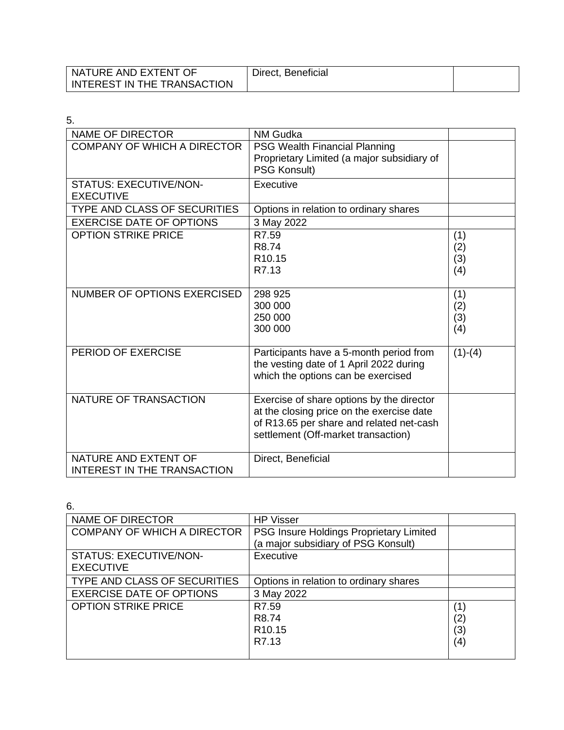| NATURE AND EXTENT OF INTEREST IN THE TRANSACTION | Direct, Beneficial | |
|---|---|---|

5.

| NAME OF DIRECTOR | NM Gudka | |
|---|---|---|
| COMPANY OF WHICH A DIRECTOR | PSG Wealth Financial Planning Proprietary Limited (a major subsidiary of PSG Konsult) | |
| STATUS: EXECUTIVE/NON-EXECUTIVE | Executive | |
| TYPE AND CLASS OF SECURITIES | Options in relation to ordinary shares | |
| EXERCISE DATE OF OPTIONS | 3 May 2022 | |
| OPTION STRIKE PRICE | R7.59<br>R8.74<br>R10.15<br>R7.13 | (1)<br>(2)<br>(3)<br>(4) |
| NUMBER OF OPTIONS EXERCISED | 298 925<br>300 000<br>250 000<br>300 000 | (1)<br>(2)<br>(3)<br>(4) |
| PERIOD OF EXERCISE | Participants have a 5-month period from the vesting date of 1 April 2022 during which the options can be exercised | (1)-(4) |
| NATURE OF TRANSACTION | Exercise of share options by the director at the closing price on the exercise date of R13.65 per share and related net-cash settlement (Off-market transaction) | |
| NATURE AND EXTENT OF INTEREST IN THE TRANSACTION | Direct, Beneficial | |

6.

| NAME OF DIRECTOR | HP Visser | |
|---|---|---|
| COMPANY OF WHICH A DIRECTOR | PSG Insure Holdings Proprietary Limited (a major subsidiary of PSG Konsult) | |
| STATUS: EXECUTIVE/NON-EXECUTIVE | Executive | |
| TYPE AND CLASS OF SECURITIES | Options in relation to ordinary shares | |
| EXERCISE DATE OF OPTIONS | 3 May 2022 | |
| OPTION STRIKE PRICE | R7.59<br>R8.74<br>R10.15<br>R7.13 | (1)<br>(2)<br>(3)<br>(4) |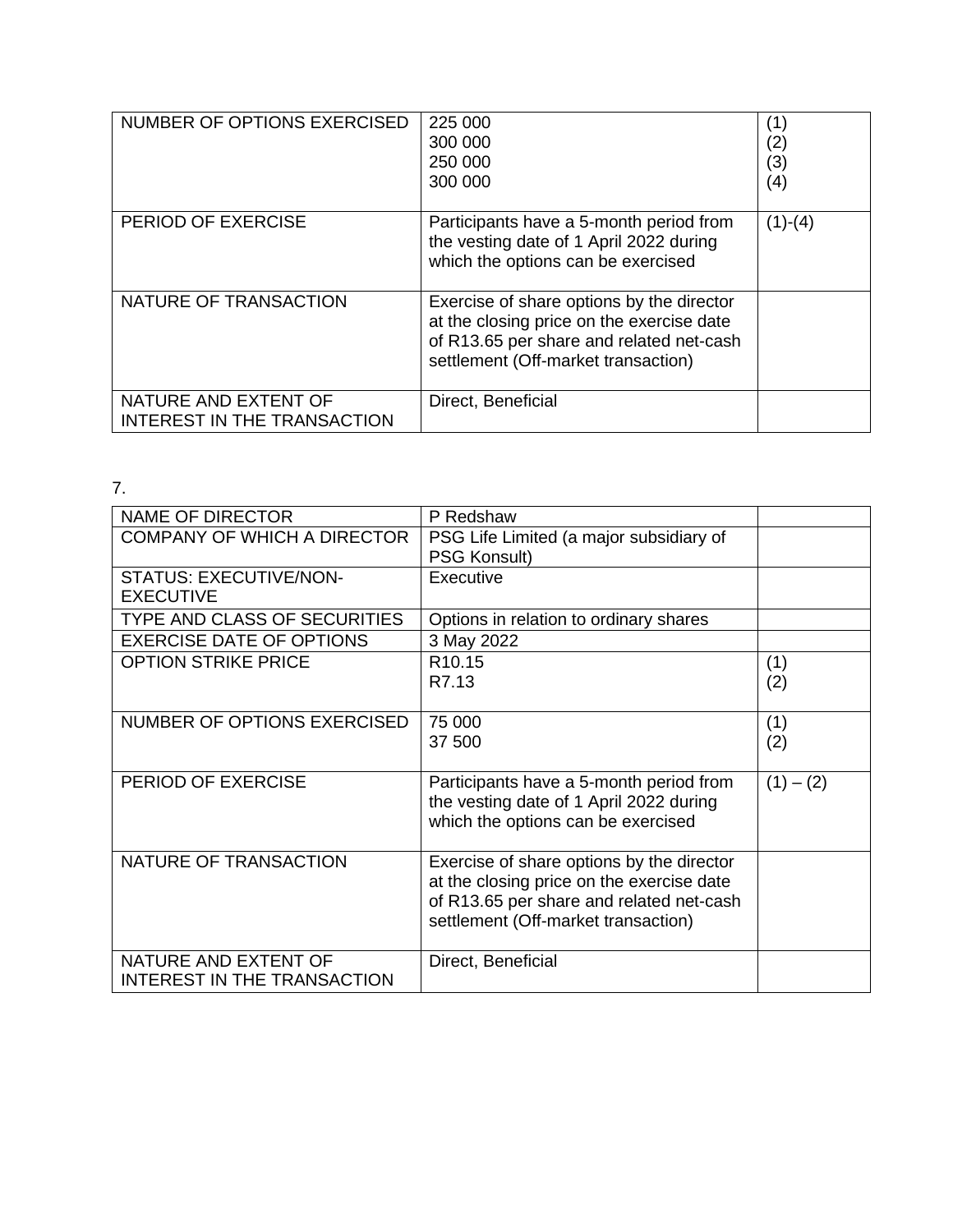| | | |
|---|---|---|
| NUMBER OF OPTIONS EXERCISED | 225 000<br>300 000<br>250 000<br>300 000 | (1)<br>(2)<br>(3)<br>(4) |
| PERIOD OF EXERCISE | Participants have a 5-month period from the vesting date of 1 April 2022 during which the options can be exercised | (1)-(4) |
| NATURE OF TRANSACTION | Exercise of share options by the director at the closing price on the exercise date of R13.65 per share and related net-cash settlement (Off-market transaction) | |
| NATURE AND EXTENT OF INTEREST IN THE TRANSACTION | Direct, Beneficial | |

7.

| | | |
|---|---|---|
| NAME OF DIRECTOR | P Redshaw | |
| COMPANY OF WHICH A DIRECTOR | PSG Life Limited (a major subsidiary of PSG Konsult) | |
| STATUS: EXECUTIVE/NON-EXECUTIVE | Executive | |
| TYPE AND CLASS OF SECURITIES | Options in relation to ordinary shares | |
| EXERCISE DATE OF OPTIONS | 3 May 2022 | |
| OPTION STRIKE PRICE | R10.15<br>R7.13 | (1)<br>(2) |
| NUMBER OF OPTIONS EXERCISED | 75 000<br>37 500 | (1)<br>(2) |
| PERIOD OF EXERCISE | Participants have a 5-month period from the vesting date of 1 April 2022 during which the options can be exercised | (1) – (2) |
| NATURE OF TRANSACTION | Exercise of share options by the director at the closing price on the exercise date of R13.65 per share and related net-cash settlement (Off-market transaction) | |
| NATURE AND EXTENT OF INTEREST IN THE TRANSACTION | Direct, Beneficial | |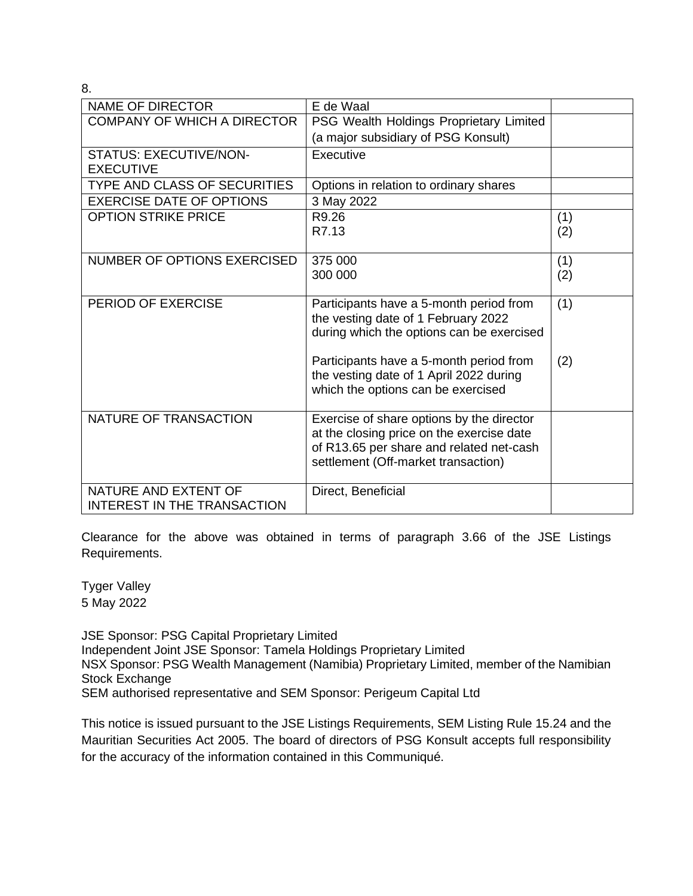8.

| | | |
|---|---|---|
| NAME OF DIRECTOR | E de Waal | |
| COMPANY OF WHICH A DIRECTOR | PSG Wealth Holdings Proprietary Limited (a major subsidiary of PSG Konsult) | |
| STATUS: EXECUTIVE/NON-EXECUTIVE | Executive | |
| TYPE AND CLASS OF SECURITIES | Options in relation to ordinary shares | |
| EXERCISE DATE OF OPTIONS | 3 May 2022 | |
| OPTION STRIKE PRICE | R9.26<br>R7.13 | (1)<br>(2) |
| NUMBER OF OPTIONS EXERCISED | 375 000<br>300 000 | (1)<br>(2) |
| PERIOD OF EXERCISE | Participants have a 5-month period from the vesting date of 1 February 2022 during which the options can be exercised<br><br>Participants have a 5-month period from the vesting date of 1 April 2022 during which the options can be exercised | (1)<br><br>(2) |
| NATURE OF TRANSACTION | Exercise of share options by the director at the closing price on the exercise date of R13.65 per share and related net-cash settlement (Off-market transaction) | |
| NATURE AND EXTENT OF INTEREST IN THE TRANSACTION | Direct, Beneficial | |

Clearance for the above was obtained in terms of paragraph 3.66 of the JSE Listings Requirements.

Tyger Valley
5 May 2022

JSE Sponsor: PSG Capital Proprietary Limited
Independent Joint JSE Sponsor: Tamela Holdings Proprietary Limited
NSX Sponsor: PSG Wealth Management (Namibia) Proprietary Limited, member of the Namibian Stock Exchange
SEM authorised representative and SEM Sponsor: Perigeum Capital Ltd

This notice is issued pursuant to the JSE Listings Requirements, SEM Listing Rule 15.24 and the Mauritian Securities Act 2005. The board of directors of PSG Konsult accepts full responsibility for the accuracy of the information contained in this Communiqué.